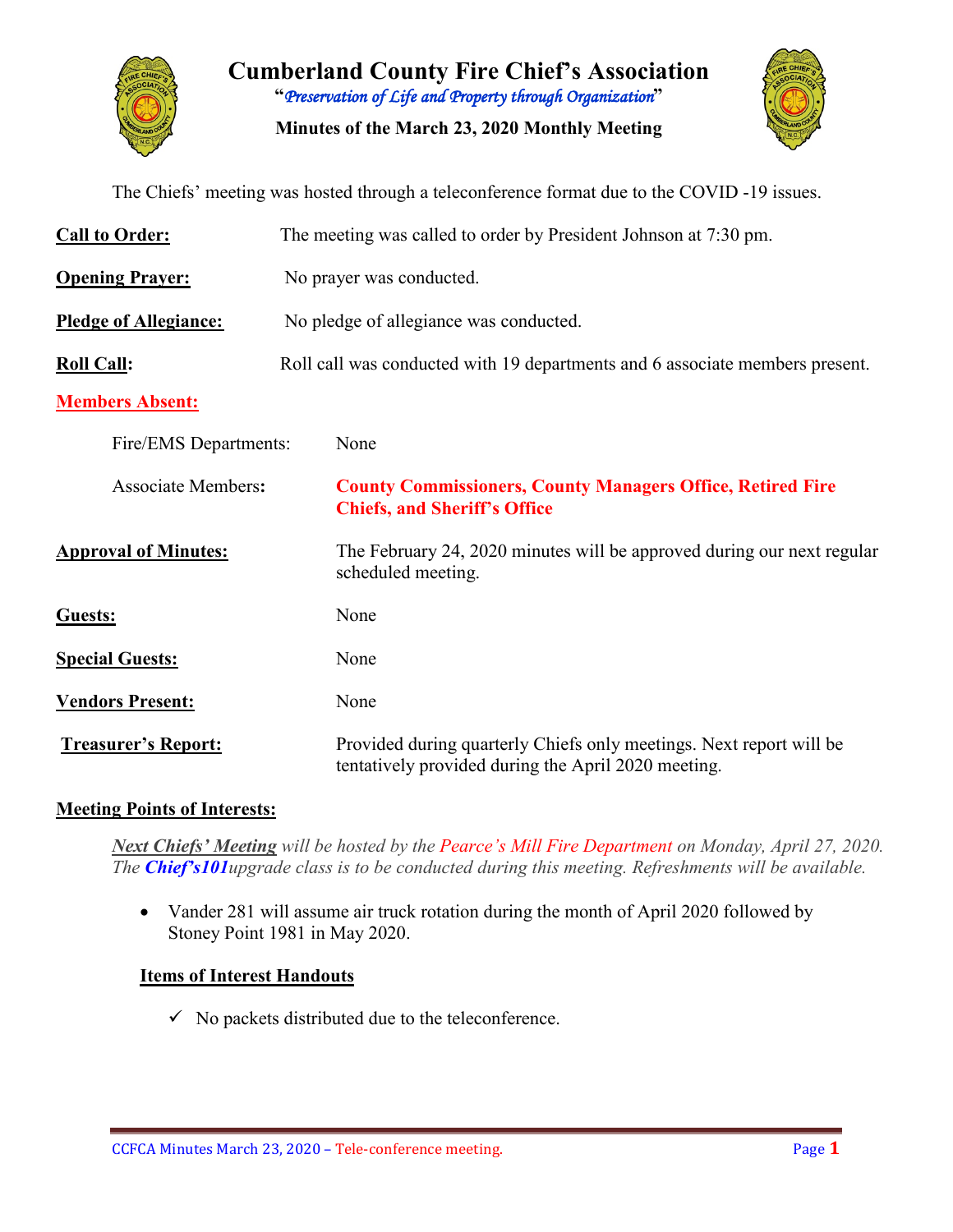# Cumberland County Fire Chief's Association

"*Preservation of Life and Property through Organization*"

**Minutes of the March 23, 2020 Monthly Meeting**

The Chiefs' meeting was hosted through a teleconference format due to the COVID -19 issues.

**Call to Order:** The meeting was called to order by President Johnson at 7:30 pm.

**Opening Prayer:** No prayer was conducted.

**Pledge of Allegiance:** No pledge of allegiance was conducted.

**Roll Call:** Roll call was conducted with 19 departments and 6 associate members present.

**Members Absent:**

Fire/EMS Departments: None

Associate Members: **County Commissioners, County Managers Office, Retired Fire Chiefs, and Sheriff's Office**

**Approval of Minutes:** The February 24, 2020 minutes will be approved during our next regular scheduled meeting.

**Guests:** None

**Special Guests:** None

**Vendors Present:** None

**Treasurer's Report:** Provided during quarterly Chiefs only meetings. Next report will be tentatively provided during the April 2020 meeting.

**Meeting Points of Interests:**

*__Next Chiefs' Meeting__ will be hosted by the Pearce's Mill Fire Department on Monday, April 27, 2020. The **Chief's101**upgrade class is to be conducted during this meeting. Refreshments will be available.*

- Vander 281 will assume air truck rotation during the month of April 2020 followed by Stoney Point 1981 in May 2020.

**Items of Interest Handouts**

- ✓ No packets distributed due to the teleconference.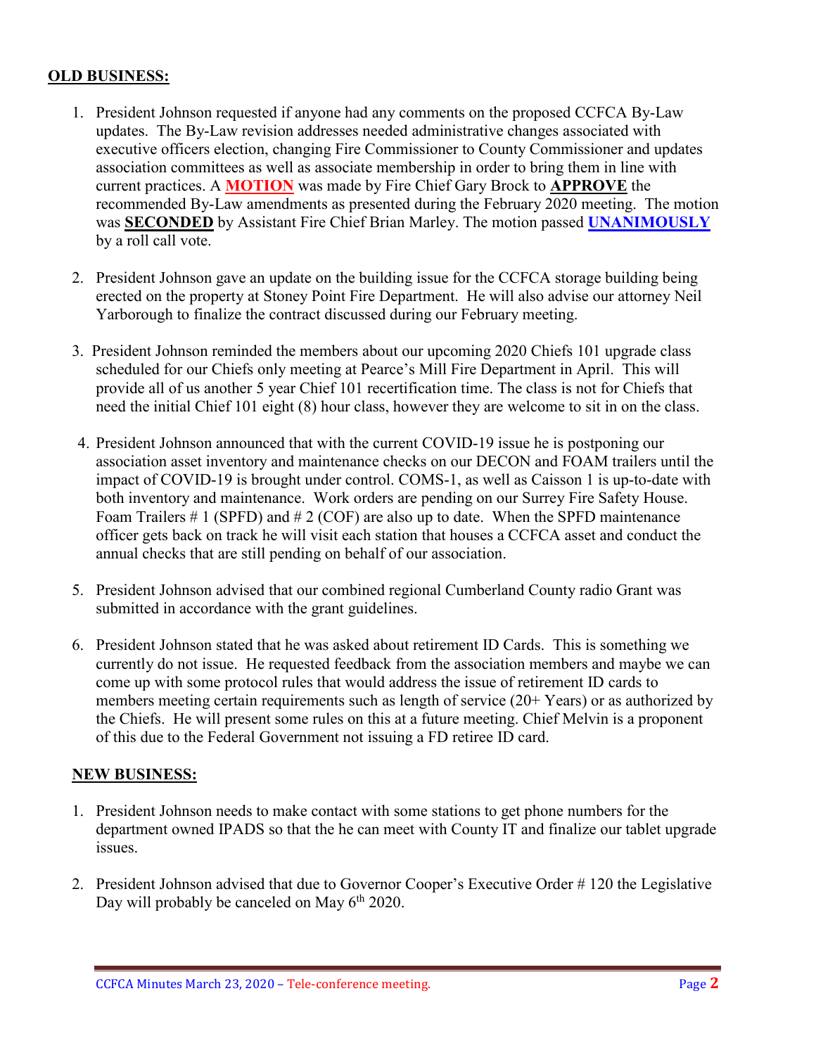## OLD BUSINESS:

1. President Johnson requested if anyone had any comments on the proposed CCFCA By-Law updates. The By-Law revision addresses needed administrative changes associated with executive officers election, changing Fire Commissioner to County Commissioner and updates association committees as well as associate membership in order to bring them in line with current practices. A **MOTION** was made by Fire Chief Gary Brock to **APPROVE** the recommended By-Law amendments as presented during the February 2020 meeting. The motion was **SECONDED** by Assistant Fire Chief Brian Marley. The motion passed **UNANIMOUSLY** by a roll call vote.

2. President Johnson gave an update on the building issue for the CCFCA storage building being erected on the property at Stoney Point Fire Department. He will also advise our attorney Neil Yarborough to finalize the contract discussed during our February meeting.

3. President Johnson reminded the members about our upcoming 2020 Chiefs 101 upgrade class scheduled for our Chiefs only meeting at Pearce's Mill Fire Department in April. This will provide all of us another 5 year Chief 101 recertification time. The class is not for Chiefs that need the initial Chief 101 eight (8) hour class, however they are welcome to sit in on the class.

4. President Johnson announced that with the current COVID-19 issue he is postponing our association asset inventory and maintenance checks on our DECON and FOAM trailers until the impact of COVID-19 is brought under control. COMS-1, as well as Caisson 1 is up-to-date with both inventory and maintenance. Work orders are pending on our Surrey Fire Safety House. Foam Trailers # 1 (SPFD) and # 2 (COF) are also up to date. When the SPFD maintenance officer gets back on track he will visit each station that houses a CCFCA asset and conduct the annual checks that are still pending on behalf of our association.

5. President Johnson advised that our combined regional Cumberland County radio Grant was submitted in accordance with the grant guidelines.

6. President Johnson stated that he was asked about retirement ID Cards. This is something we currently do not issue. He requested feedback from the association members and maybe we can come up with some protocol rules that would address the issue of retirement ID cards to members meeting certain requirements such as length of service (20+ Years) or as authorized by the Chiefs. He will present some rules on this at a future meeting. Chief Melvin is a proponent of this due to the Federal Government not issuing a FD retiree ID card.

## NEW BUSINESS:

1. President Johnson needs to make contact with some stations to get phone numbers for the department owned IPADS so that the he can meet with County IT and finalize our tablet upgrade issues.

2. President Johnson advised that due to Governor Cooper's Executive Order # 120 the Legislative Day will probably be canceled on May 6th 2020.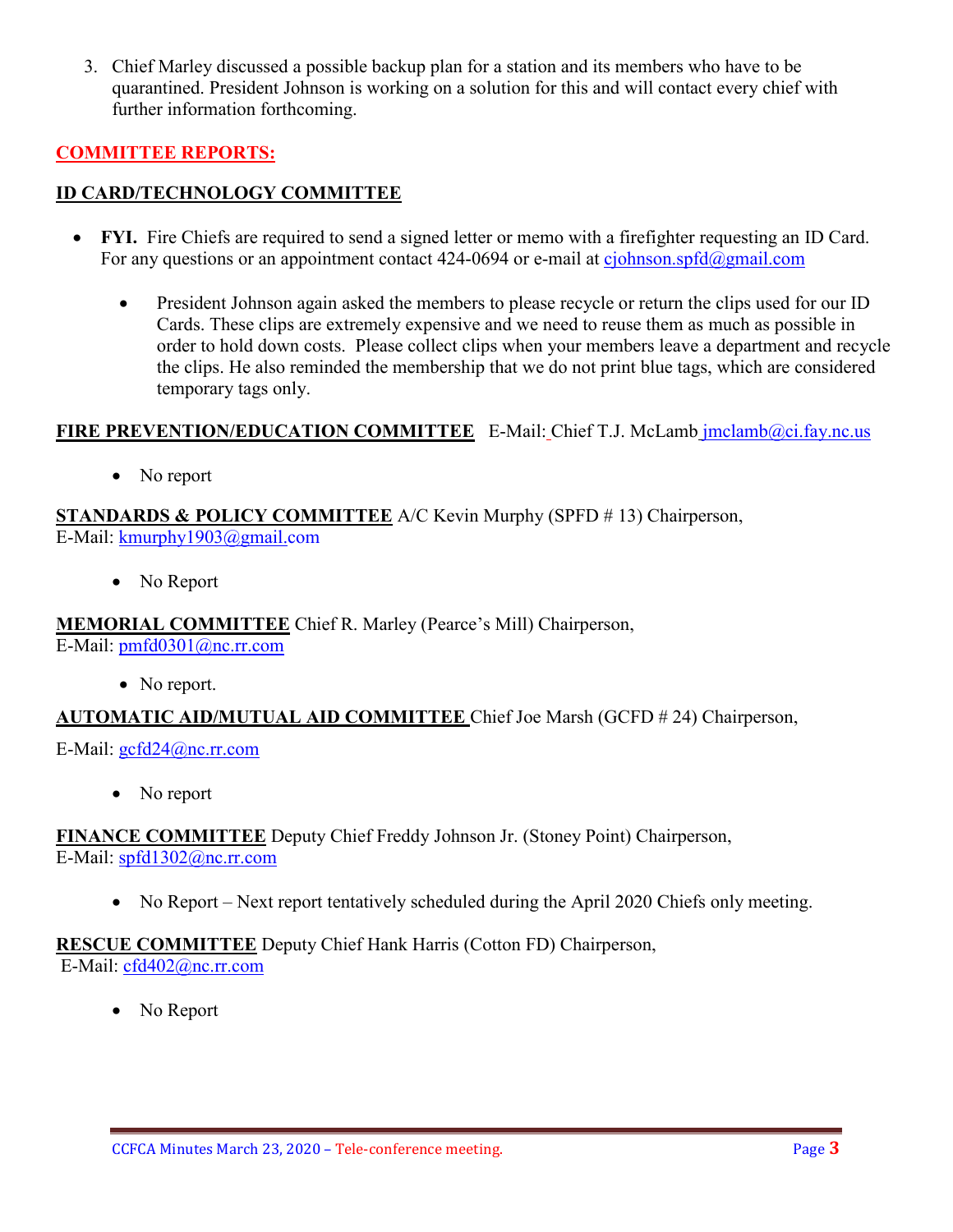3. Chief Marley discussed a possible backup plan for a station and its members who have to be quarantined. President Johnson is working on a solution for this and will contact every chief with further information forthcoming.

## COMMITTEE REPORTS:

### ID CARD/TECHNOLOGY COMMITTEE

- **FYI.** Fire Chiefs are required to send a signed letter or memo with a firefighter requesting an ID Card. For any questions or an appointment contact 424-0694 or e-mail at cjohnson.spfd@gmail.com
  - President Johnson again asked the members to please recycle or return the clips used for our ID Cards. These clips are extremely expensive and we need to reuse them as much as possible in order to hold down costs. Please collect clips when your members leave a department and recycle the clips. He also reminded the membership that we do not print blue tags, which are considered temporary tags only.

**FIRE PREVENTION/EDUCATION COMMITTEE** E-Mail: Chief T.J. McLamb jmclamb@ci.fay.nc.us

- No report

**STANDARDS & POLICY COMMITTEE** A/C Kevin Murphy (SPFD # 13) Chairperson, E-Mail: kmurphy1903@gmail.com

- No Report

**MEMORIAL COMMITTEE** Chief R. Marley (Pearce's Mill) Chairperson, E-Mail: pmfd0301@nc.rr.com

- No report.

**AUTOMATIC AID/MUTUAL AID COMMITTEE** Chief Joe Marsh (GCFD # 24) Chairperson,

E-Mail: gcfd24@nc.rr.com

- No report

**FINANCE COMMITTEE** Deputy Chief Freddy Johnson Jr. (Stoney Point) Chairperson, E-Mail: spfd1302@nc.rr.com

- No Report – Next report tentatively scheduled during the April 2020 Chiefs only meeting.

**RESCUE COMMITTEE** Deputy Chief Hank Harris (Cotton FD) Chairperson, E-Mail: cfd402@nc.rr.com

- No Report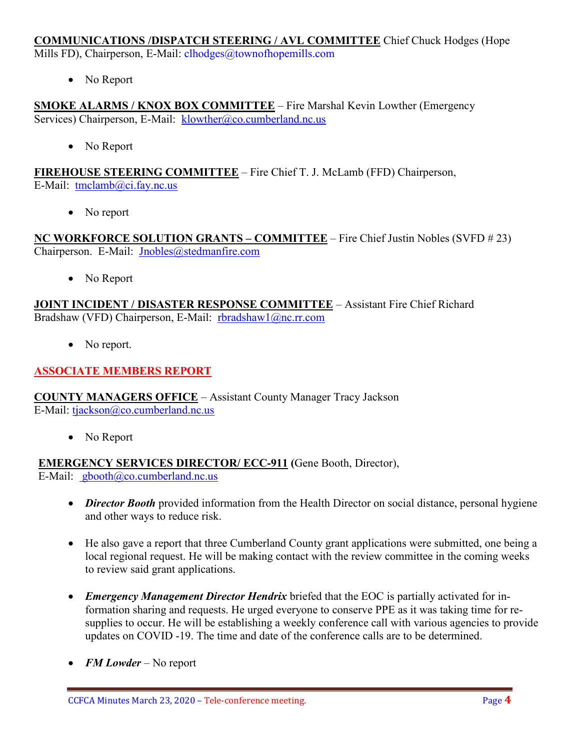**COMMUNICATIONS /DISPATCH STEERING / AVL COMMITTEE** Chief Chuck Hodges (Hope Mills FD), Chairperson, E-Mail: clhodges@townofhopemills.com

- No Report

**SMOKE ALARMS / KNOX BOX COMMITTEE** – Fire Marshal Kevin Lowther (Emergency Services) Chairperson, E-Mail: klowther@co.cumberland.nc.us

- No Report

**FIREHOUSE STEERING COMMITTEE** – Fire Chief T. J. McLamb (FFD) Chairperson, E-Mail: tmclamb@ci.fay.nc.us

- No report

**NC WORKFORCE SOLUTION GRANTS – COMMITTEE** – Fire Chief Justin Nobles (SVFD # 23) Chairperson. E-Mail: Jnobles@stedmanfire.com

- No Report

**JOINT INCIDENT / DISASTER RESPONSE COMMITTEE** – Assistant Fire Chief Richard Bradshaw (VFD) Chairperson, E-Mail: rbradshaw1@nc.rr.com

- No report.

**ASSOCIATE MEMBERS REPORT**

**COUNTY MANAGERS OFFICE** – Assistant County Manager Tracy Jackson E-Mail: tjackson@co.cumberland.nc.us

- No Report

**EMERGENCY SERVICES DIRECTOR/ ECC-911** (Gene Booth, Director), E-Mail: gbooth@co.cumberland.nc.us

- ***Director Booth*** provided information from the Health Director on social distance, personal hygiene and other ways to reduce risk.

- He also gave a report that three Cumberland County grant applications were submitted, one being a local regional request. He will be making contact with the review committee in the coming weeks to review said grant applications.

- ***Emergency Management Director Hendrix*** briefed that the EOC is partially activated for information sharing and requests. He urged everyone to conserve PPE as it was taking time for re-supplies to occur. He will be establishing a weekly conference call with various agencies to provide updates on COVID -19. The time and date of the conference calls are to be determined.

- ***FM Lowder*** – No report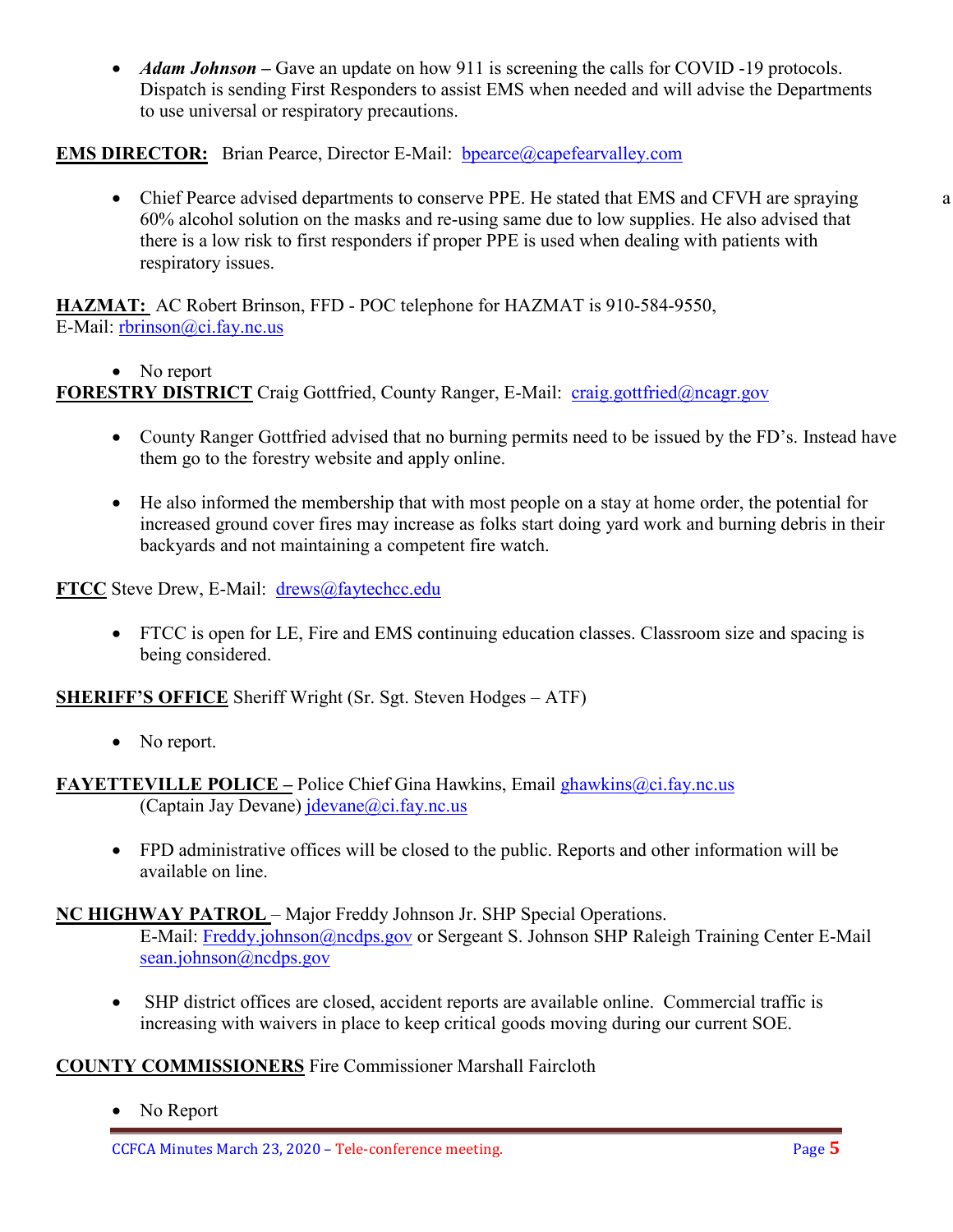- ***Adam Johnson* –** Gave an update on how 911 is screening the calls for COVID -19 protocols. Dispatch is sending First Responders to assist EMS when needed and will advise the Departments to use universal or respiratory precautions.

**EMS DIRECTOR:** Brian Pearce, Director E-Mail: bpearce@capefearvalley.com

- Chief Pearce advised departments to conserve PPE. He stated that EMS and CFVH are spraying a 60% alcohol solution on the masks and re-using same due to low supplies. He also advised that there is a low risk to first responders if proper PPE is used when dealing with patients with respiratory issues.

**HAZMAT:** AC Robert Brinson, FFD - POC telephone for HAZMAT is 910-584-9550, E-Mail: rbrinson@ci.fay.nc.us

- No report

**FORESTRY DISTRICT** Craig Gottfried, County Ranger, E-Mail: craig.gottfried@ncagr.gov

- County Ranger Gottfried advised that no burning permits need to be issued by the FD's. Instead have them go to the forestry website and apply online.
- He also informed the membership that with most people on a stay at home order, the potential for increased ground cover fires may increase as folks start doing yard work and burning debris in their backyards and not maintaining a competent fire watch.

**FTCC** Steve Drew, E-Mail: drews@faytechcc.edu

- FTCC is open for LE, Fire and EMS continuing education classes. Classroom size and spacing is being considered.

**SHERIFF'S OFFICE** Sheriff Wright (Sr. Sgt. Steven Hodges – ATF)

- No report.

**FAYETTEVILLE POLICE –** Police Chief Gina Hawkins, Email ghawkins@ci.fay.nc.us (Captain Jay Devane) jdevane@ci.fay.nc.us

- FPD administrative offices will be closed to the public. Reports and other information will be available on line.

**NC HIGHWAY PATROL** – Major Freddy Johnson Jr. SHP Special Operations. E-Mail: Freddy.johnson@ncdps.gov or Sergeant S. Johnson SHP Raleigh Training Center E-Mail sean.johnson@ncdps.gov

- SHP district offices are closed, accident reports are available online. Commercial traffic is increasing with waivers in place to keep critical goods moving during our current SOE.

**COUNTY COMMISSIONERS** Fire Commissioner Marshall Faircloth

- No Report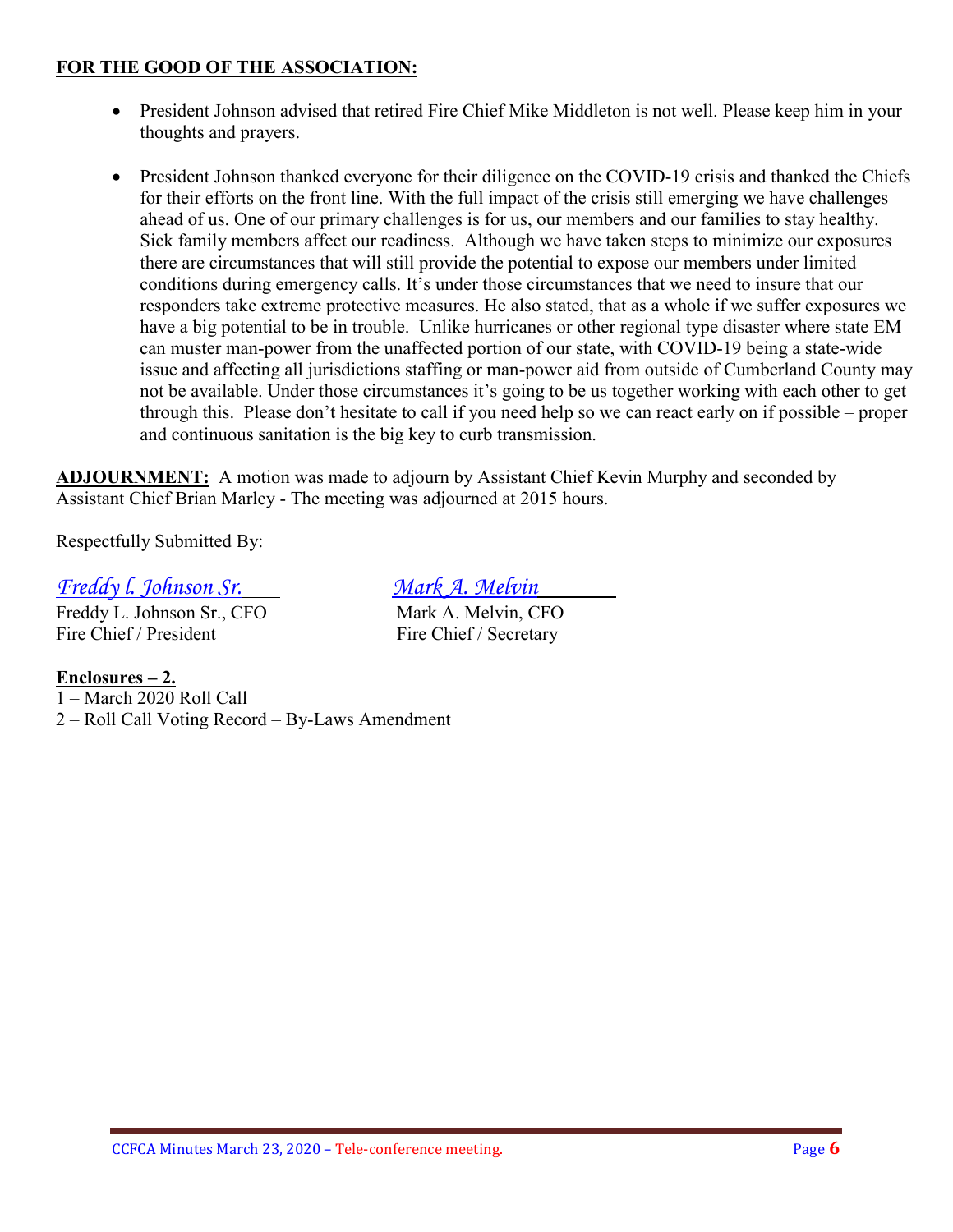**FOR THE GOOD OF THE ASSOCIATION:**

- President Johnson advised that retired Fire Chief Mike Middleton is not well. Please keep him in your thoughts and prayers.

- President Johnson thanked everyone for their diligence on the COVID-19 crisis and thanked the Chiefs for their efforts on the front line. With the full impact of the crisis still emerging we have challenges ahead of us. One of our primary challenges is for us, our members and our families to stay healthy. Sick family members affect our readiness. Although we have taken steps to minimize our exposures there are circumstances that will still provide the potential to expose our members under limited conditions during emergency calls. It's under those circumstances that we need to insure that our responders take extreme protective measures. He also stated, that as a whole if we suffer exposures we have a big potential to be in trouble. Unlike hurricanes or other regional type disaster where state EM can muster man-power from the unaffected portion of our state, with COVID-19 being a state-wide issue and affecting all jurisdictions staffing or man-power aid from outside of Cumberland County may not be available. Under those circumstances it's going to be us together working with each other to get through this. Please don't hesitate to call if you need help so we can react early on if possible – proper and continuous sanitation is the big key to curb transmission.

**ADJOURNMENT:** A motion was made to adjourn by Assistant Chief Kevin Murphy and seconded by Assistant Chief Brian Marley - The meeting was adjourned at 2015 hours.

Respectfully Submitted By:

*Freddy l. Johnson Sr.*
Freddy L. Johnson Sr., CFO
Fire Chief / President

*Mark A. Melvin*
Mark A. Melvin, CFO
Fire Chief / Secretary

**Enclosures – 2.**
1 – March 2020 Roll Call
2 – Roll Call Voting Record – By-Laws Amendment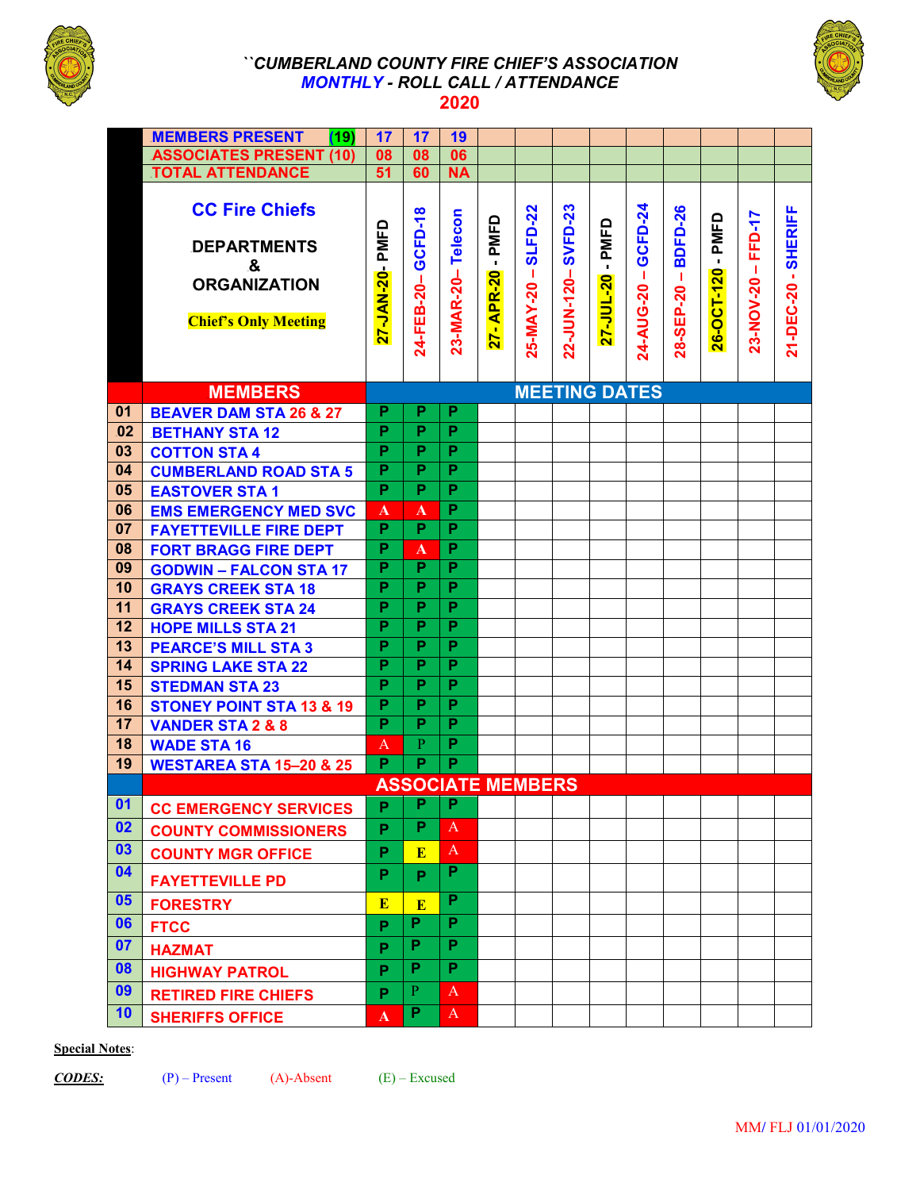# ``CUMBERLAND COUNTY FIRE CHIEF'S ASSOCIATION

## MONTHLY - ROLL CALL / ATTENDANCE

## 2020

| | CC Fire Chiefs DEPARTMENTS & ORGANIZATION Chief's Only Meeting | 27-JAN-20- PMFD | 24-FEB-20– GCFD-18 | 23-MAR-20– Telecon | 27- APR-20 - PMFD | 25-MAY-20 – SLFD-22 | 22-JUN-120– SVFD-23 | 27-JUL-20 - PMFD | 24-AUG-20 – GCFD-24 | 28-SEP-20 – BDFD-26 | 26-OCT-120 - PMFD | 23-NOV-20 – FFD-17 | 21-DEC-20 - SHERIFF |
|---|---|---|---|---|---|---|---|---|---|---|---|---|---|
| | MEMBERS PRESENT (19) | 17 | 17 | 19 | | | | | | | | | |
| | ASSOCIATES PRESENT (10) | 08 | 08 | 06 | | | | | | | | | |
| | TOTAL ATTENDANCE | 51 | 60 | NA | | | | | | | | | |
| | **MEMBERS** | **MEETING DATES** | | | | | | | | | | | |
| 01 | BEAVER DAM STA 26 & 27 | P | P | P | | | | | | | | | |
| 02 | BETHANY STA 12 | P | P | P | | | | | | | | | |
| 03 | COTTON STA 4 | P | P | P | | | | | | | | | |
| 04 | CUMBERLAND ROAD STA 5 | P | P | P | | | | | | | | | |
| 05 | EASTOVER STA 1 | P | P | P | | | | | | | | | |
| 06 | EMS EMERGENCY MED SVC | A | A | P | | | | | | | | | |
| 07 | FAYETTEVILLE FIRE DEPT | P | P | P | | | | | | | | | |
| 08 | FORT BRAGG FIRE DEPT | P | A | P | | | | | | | | | |
| 09 | GODWIN – FALCON STA 17 | P | P | P | | | | | | | | | |
| 10 | GRAYS CREEK STA 18 | P | P | P | | | | | | | | | |
| 11 | GRAYS CREEK STA 24 | P | P | P | | | | | | | | | |
| 12 | HOPE MILLS STA 21 | P | P | P | | | | | | | | | |
| 13 | PEARCE'S MILL STA 3 | P | P | P | | | | | | | | | |
| 14 | SPRING LAKE STA 22 | P | P | P | | | | | | | | | |
| 15 | STEDMAN STA 23 | P | P | P | | | | | | | | | |
| 16 | STONEY POINT STA 13 & 19 | P | P | P | | | | | | | | | |
| 17 | VANDER STA 2 & 8 | P | P | P | | | | | | | | | |
| 18 | WADE STA 16 | A | P | P | | | | | | | | | |
| 19 | WESTAREA STA 15–20 & 25 | P | P | P | | | | | | | | | |
| | **ASSOCIATE MEMBERS** | | | | | | | | | | | | |
| 01 | CC EMERGENCY SERVICES | P | P | P | | | | | | | | | |
| 02 | COUNTY COMMISSIONERS | P | P | A | | | | | | | | | |
| 03 | COUNTY MGR OFFICE | P | E | A | | | | | | | | | |
| 04 | FAYETTEVILLE PD | P | P | P | | | | | | | | | |
| 05 | FORESTRY | E | E | P | | | | | | | | | |
| 06 | FTCC | P | P | P | | | | | | | | | |
| 07 | HAZMAT | P | P | P | | | | | | | | | |
| 08 | HIGHWAY PATROL | P | P | P | | | | | | | | | |
| 09 | RETIRED FIRE CHIEFS | P | P | A | | | | | | | | | |
| 10 | SHERIFFS OFFICE | A | P | A | | | | | | | | | |

**Special Notes**:

***CODES:*** (P) – Present (A)-Absent (E) – Excused

MM/ FLJ 01/01/2020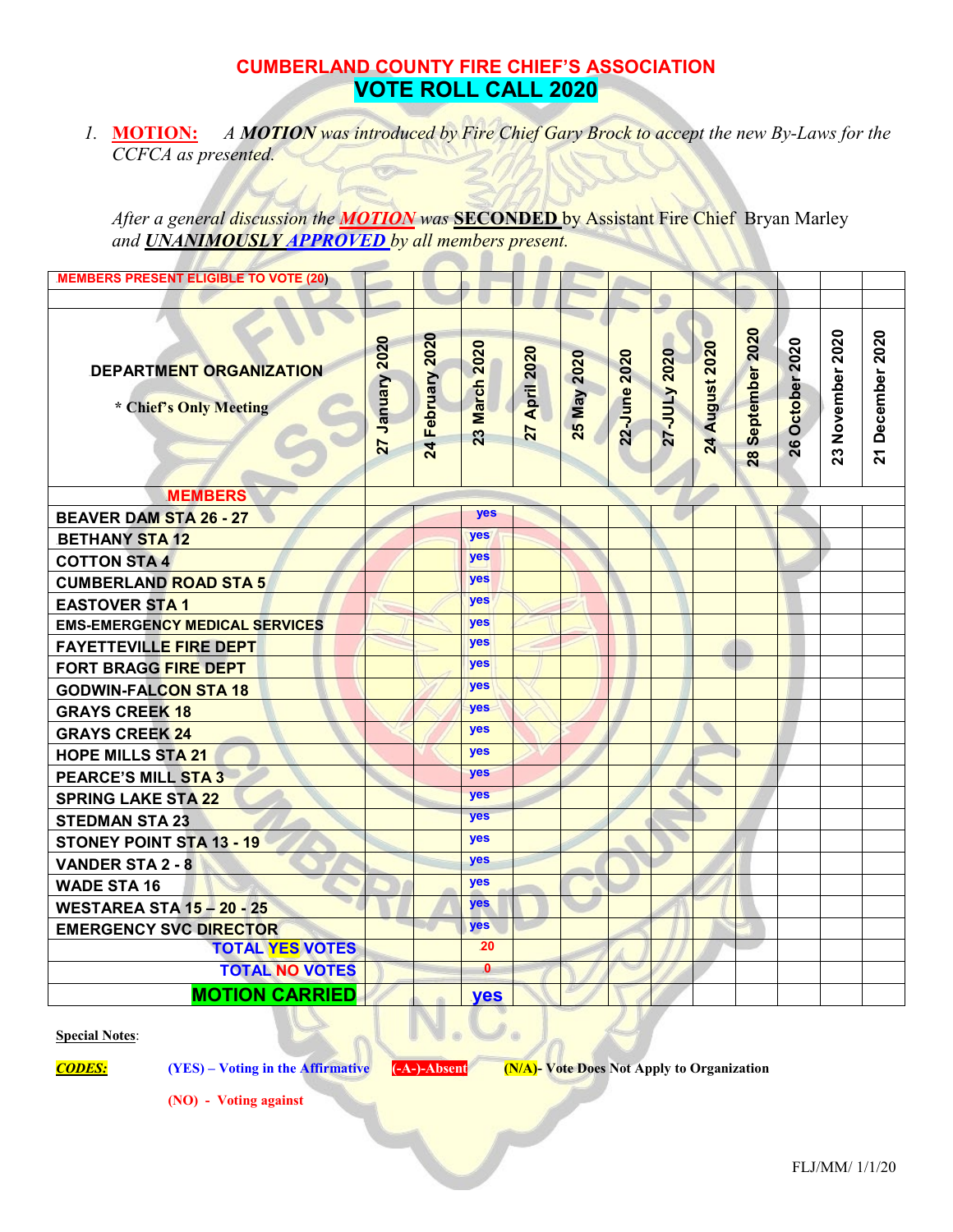## CUMBERLAND COUNTY FIRE CHIEF'S ASSOCIATION
## VOTE ROLL CALL 2020

1. **MOTION:** *A **MOTION** was introduced by Fire Chief Gary Brock to accept the new By-Laws for the CCFCA as presented.*

*After a general discussion the **MOTION** was* **SECONDED** by Assistant Fire Chief Bryan Marley *and **UNANIMOUSLY APPROVED** by all members present.*

| MEMBERS PRESENT ELIGIBLE TO VOTE (20) | | | | | | | | | | | | |
|---|---|---|---|---|---|---|---|---|---|---|---|---|
| **DEPARTMENT ORGANIZATION** <br> * **Chief's Only Meeting** | 27 January 2020 | 24 February 2020 | 23 March 2020 | 27 April 2020 | 25 May 2020 | 22-June 2020 | 27-JULy 2020 | 24 August 2020 | 28 September 2020 | 26 October 2020 | 23 November 2020 | 21 December 2020 |
| **MEMBERS** | | | | | | | | | | | | |
| BEAVER DAM STA 26 - 27 | | | yes | | | | | | | | | |
| BETHANY STA 12 | | | yes | | | | | | | | | |
| COTTON STA 4 | | | yes | | | | | | | | | |
| CUMBERLAND ROAD STA 5 | | | yes | | | | | | | | | |
| EASTOVER STA 1 | | | yes | | | | | | | | | |
| EMS-EMERGENCY MEDICAL SERVICES | | | yes | | | | | | | | | |
| FAYETTEVILLE FIRE DEPT | | | yes | | | | | | | | | |
| FORT BRAGG FIRE DEPT | | | yes | | | | | | | | | |
| GODWIN-FALCON STA 18 | | | yes | | | | | | | | | |
| GRAYS CREEK 18 | | | yes | | | | | | | | | |
| GRAYS CREEK 24 | | | yes | | | | | | | | | |
| HOPE MILLS STA 21 | | | yes | | | | | | | | | |
| PEARCE'S MILL STA 3 | | | yes | | | | | | | | | |
| SPRING LAKE STA 22 | | | yes | | | | | | | | | |
| STEDMAN STA 23 | | | yes | | | | | | | | | |
| STONEY POINT STA 13 - 19 | | | yes | | | | | | | | | |
| VANDER STA 2 - 8 | | | yes | | | | | | | | | |
| WADE STA 16 | | | yes | | | | | | | | | |
| WESTAREA STA 15 – 20 - 25 | | | yes | | | | | | | | | |
| EMERGENCY SVC DIRECTOR | | | yes | | | | | | | | | |
| TOTAL YES VOTES | | | 20 | | | | | | | | | |
| TOTAL NO VOTES | | | 0 | | | | | | | | | |
| **MOTION CARRIED** | | | **yes** | | | | | | | | | |

**Special Notes**:

***CODES:*** **(YES) – Voting in the Affirmative** **(-A-)-Absent** **(N/A)- Vote Does Not Apply to Organization**

**(NO) - Voting against**

FLJ/MM/ 1/1/20